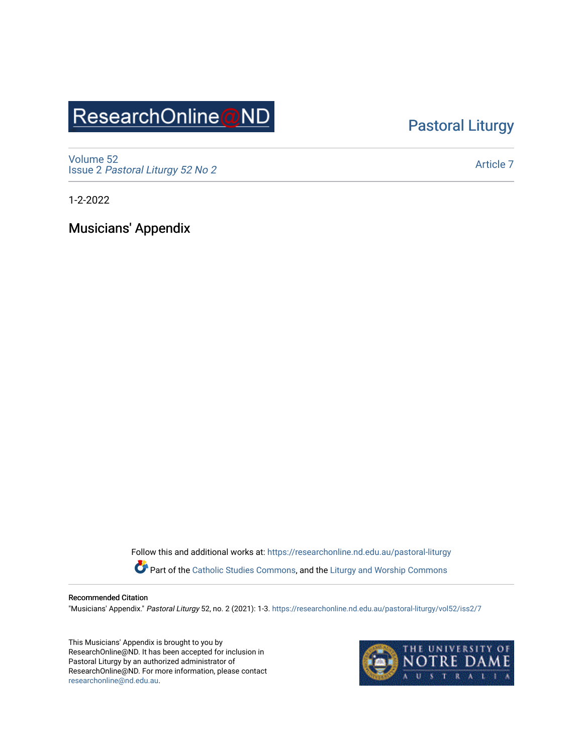ResearchOnline@ND

Pastoral Liturgy

Volume 52
Issue 2 *Pastoral Liturgy 52 No 2*

Article 7

1-2-2022

# Musicians' Appendix

Follow this and additional works at: https://researchonline.nd.edu.au/pastoral-liturgy

Part of the Catholic Studies Commons, and the Liturgy and Worship Commons

**Recommended Citation**

"Musicians' Appendix." *Pastoral Liturgy* 52, no. 2 (2021): 1-3. https://researchonline.nd.edu.au/pastoral-liturgy/vol52/iss2/7

This Musicians' Appendix is brought to you by ResearchOnline@ND. It has been accepted for inclusion in Pastoral Liturgy by an authorized administrator of ResearchOnline@ND. For more information, please contact researchonline@nd.edu.au.

THE UNIVERSITY OF NOTRE DAME AUSTRALIA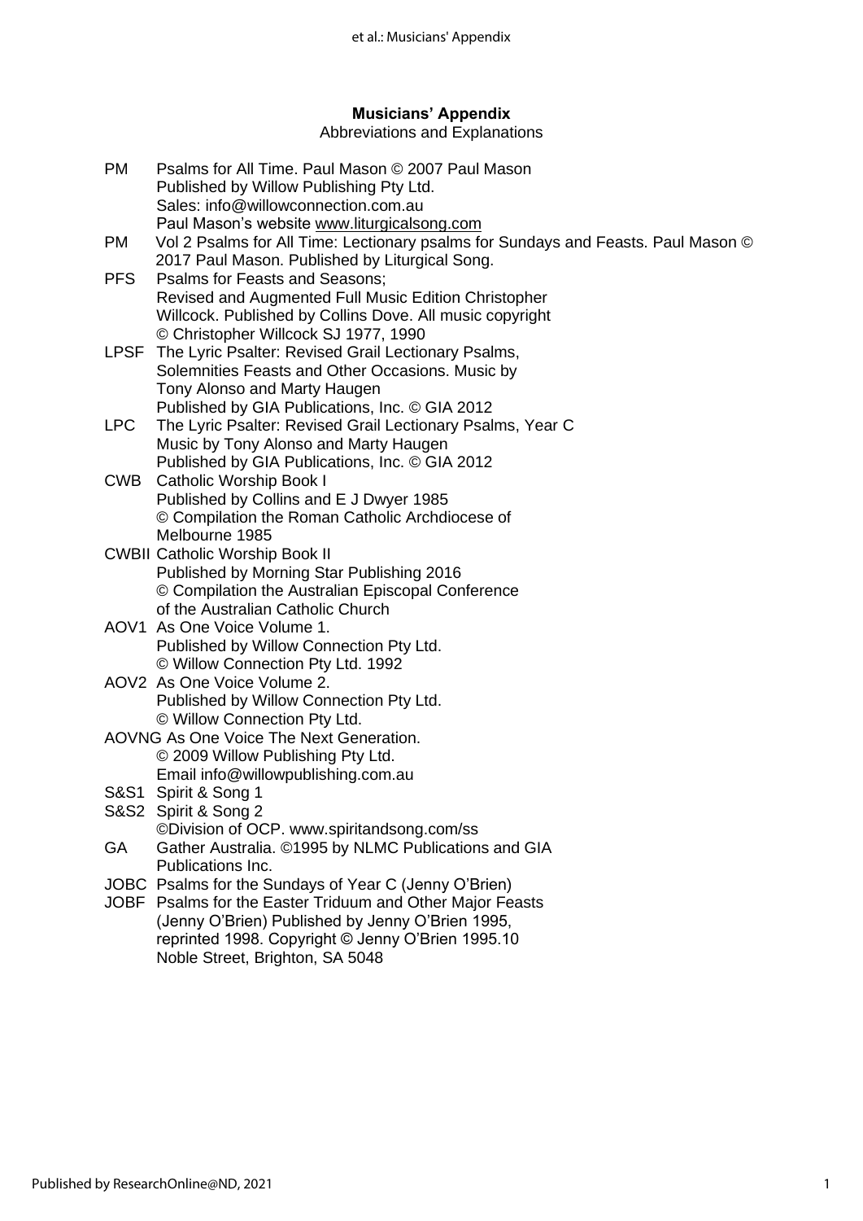**Musicians' Appendix**

Abbreviations and Explanations

PM Psalms for All Time. Paul Mason © 2007 Paul Mason
Published by Willow Publishing Pty Ltd.
Sales: info@willowconnection.com.au
Paul Mason's website www.liturgicalsong.com

PM Vol 2 Psalms for All Time: Lectionary psalms for Sundays and Feasts. Paul Mason © 2017 Paul Mason. Published by Liturgical Song.

PFS Psalms for Feasts and Seasons;
Revised and Augmented Full Music Edition Christopher Willcock. Published by Collins Dove. All music copyright © Christopher Willcock SJ 1977, 1990

LPSF The Lyric Psalter: Revised Grail Lectionary Psalms, Solemnities Feasts and Other Occasions. Music by Tony Alonso and Marty Haugen
Published by GIA Publications, Inc. © GIA 2012

LPC The Lyric Psalter: Revised Grail Lectionary Psalms, Year C
Music by Tony Alonso and Marty Haugen
Published by GIA Publications, Inc. © GIA 2012

CWB Catholic Worship Book I
Published by Collins and E J Dwyer 1985
© Compilation the Roman Catholic Archdiocese of Melbourne 1985

CWBII Catholic Worship Book II
Published by Morning Star Publishing 2016
© Compilation the Australian Episcopal Conference of the Australian Catholic Church

AOV1 As One Voice Volume 1.
Published by Willow Connection Pty Ltd.
© Willow Connection Pty Ltd. 1992

AOV2 As One Voice Volume 2.
Published by Willow Connection Pty Ltd.
© Willow Connection Pty Ltd.

AOVNG As One Voice The Next Generation.
© 2009 Willow Publishing Pty Ltd.
Email info@willowpublishing.com.au

S&S1 Spirit & Song 1

S&S2 Spirit & Song 2
©Division of OCP. www.spiritandsong.com/ss

GA Gather Australia. ©1995 by NLMC Publications and GIA Publications Inc.

JOBC Psalms for the Sundays of Year C (Jenny O'Brien)

JOBF Psalms for the Easter Triduum and Other Major Feasts (Jenny O'Brien) Published by Jenny O'Brien 1995, reprinted 1998. Copyright © Jenny O'Brien 1995.10 Noble Street, Brighton, SA 5048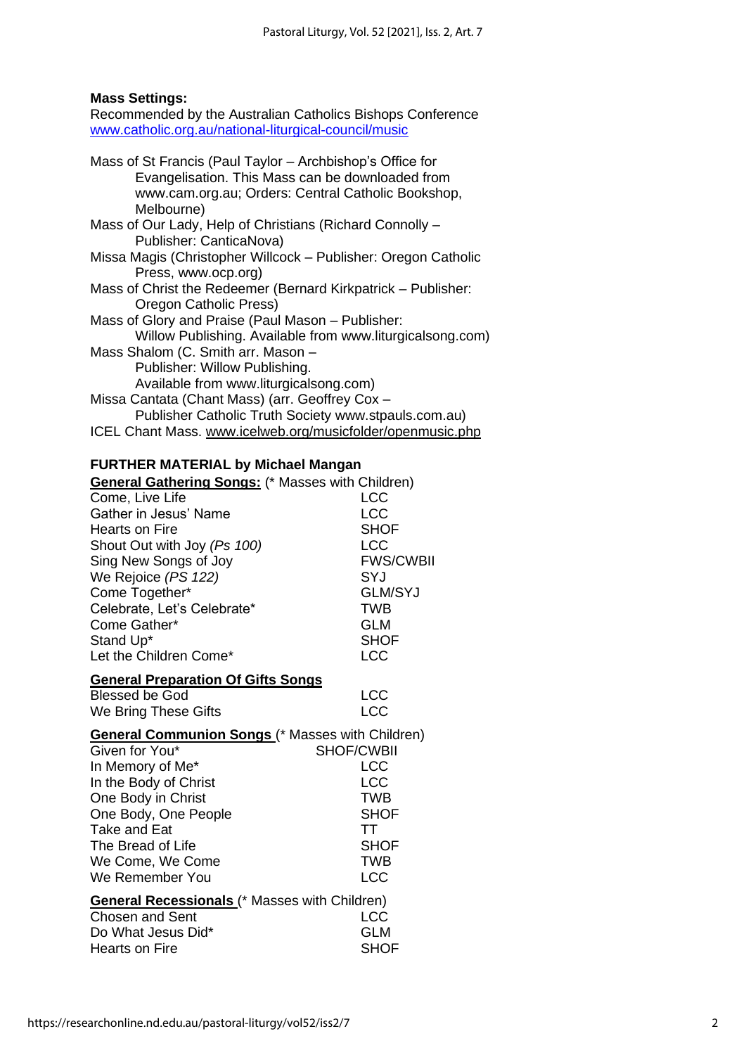**Mass Settings:**

Recommended by the Australian Catholics Bishops Conference
www.catholic.org.au/national-liturgical-council/music

Mass of St Francis (Paul Taylor – Archbishop's Office for Evangelisation. This Mass can be downloaded from www.cam.org.au; Orders: Central Catholic Bookshop, Melbourne)
Mass of Our Lady, Help of Christians (Richard Connolly – Publisher: CanticaNova)
Missa Magis (Christopher Willcock – Publisher: Oregon Catholic Press, www.ocp.org)
Mass of Christ the Redeemer (Bernard Kirkpatrick – Publisher: Oregon Catholic Press)
Mass of Glory and Praise (Paul Mason – Publisher: Willow Publishing. Available from www.liturgicalsong.com)
Mass Shalom (C. Smith arr. Mason – Publisher: Willow Publishing. Available from www.liturgicalsong.com)
Missa Cantata (Chant Mass) (arr. Geoffrey Cox – Publisher Catholic Truth Society www.stpauls.com.au)
ICEL Chant Mass. www.icelweb.org/musicfolder/openmusic.php

**FURTHER MATERIAL by Michael Mangan**

**General Gathering Songs:** (* Masses with Children)

| | |
|---|---|
| Come, Live Life | LCC |
| Gather in Jesus' Name | LCC |
| Hearts on Fire | SHOF |
| Shout Out with Joy *(Ps 100)* | LCC |
| Sing New Songs of Joy | FWS/CWBII |
| We Rejoice *(PS 122)* | SYJ |
| Come Together* | GLM/SYJ |
| Celebrate, Let's Celebrate* | TWB |
| Come Gather* | GLM |
| Stand Up* | SHOF |
| Let the Children Come* | LCC |

**General Preparation Of Gifts Songs**

| | |
|---|---|
| Blessed be God | LCC |
| We Bring These Gifts | LCC |

**General Communion Songs** (* Masses with Children)

| | |
|---|---|
| Given for You* | SHOF/CWBII |
| In Memory of Me* | LCC |
| In the Body of Christ | LCC |
| One Body in Christ | TWB |
| One Body, One People | SHOF |
| Take and Eat | TT |
| The Bread of Life | SHOF |
| We Come, We Come | TWB |
| We Remember You | LCC |

**General Recessionals** (* Masses with Children)

| | |
|---|---|
| Chosen and Sent | LCC |
| Do What Jesus Did* | GLM |
| Hearts on Fire | SHOF |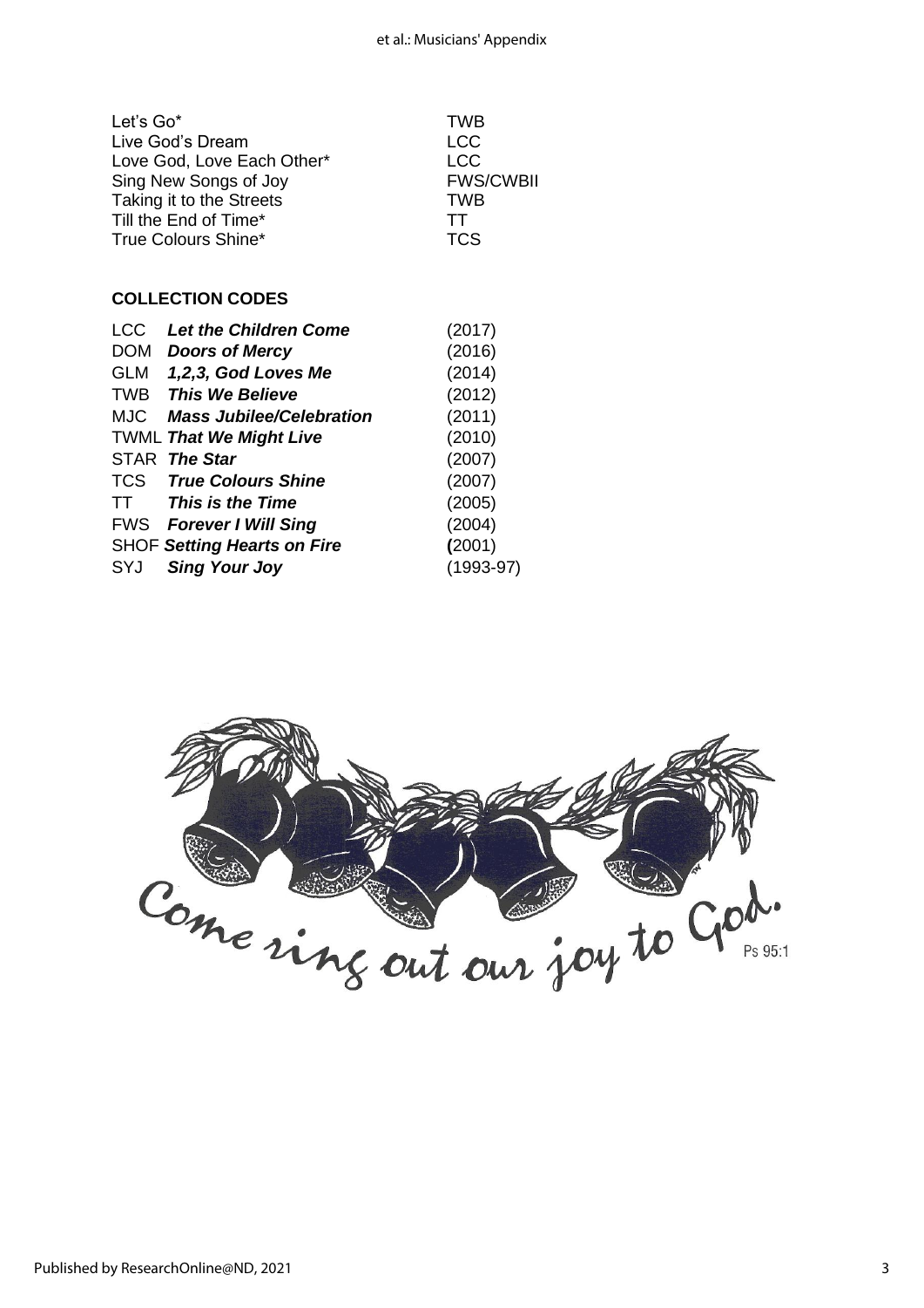| | |
|---|---|
| Let's Go* | TWB |
| Live God's Dream | LCC |
| Love God, Love Each Other* | LCC |
| Sing New Songs of Joy | FWS/CWBII |
| Taking it to the Streets | TWB |
| Till the End of Time* | TT |
| True Colours Shine* | TCS |

**COLLECTION CODES**

| | | |
|---|---|---|
| LCC | ***Let the Children Come*** | (2017) |
| DOM | ***Doors of Mercy*** | (2016) |
| GLM | ***1,2,3, God Loves Me*** | (2014) |
| TWB | ***This We Believe*** | (2012) |
| MJC | ***Mass Jubilee/Celebration*** | (2011) |
| TWML | ***That We Might Live*** | (2010) |
| STAR | ***The Star*** | (2007) |
| TCS | ***True Colours Shine*** | (2007) |
| TT | ***This is the Time*** | (2005) |
| FWS | ***Forever I Will Sing*** | (2004) |
| SHOF | ***Setting Hearts on Fire*** | (2001) |
| SYJ | ***Sing Your Joy*** | (1993-97) |

Come ring out our joy to God. Ps 95:1